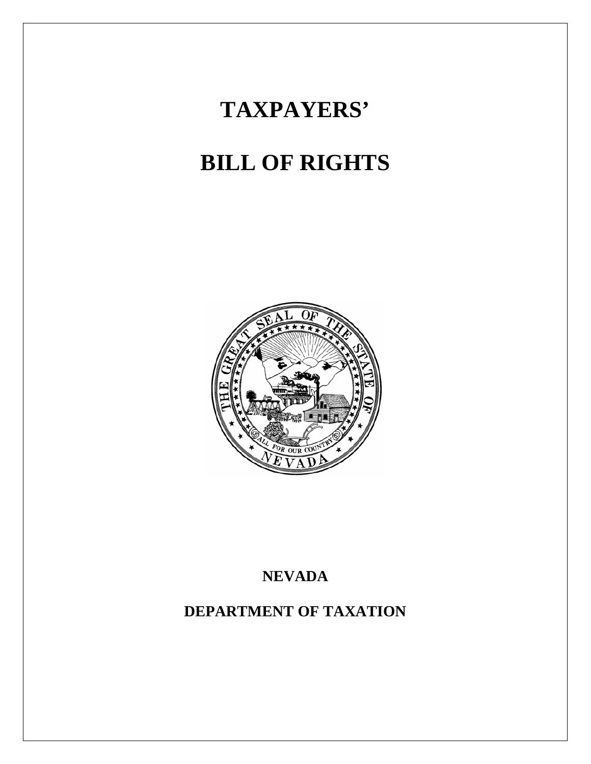# TAXPAYERS'

# BILL OF RIGHTS

**NEVADA**

**DEPARTMENT OF TAXATION**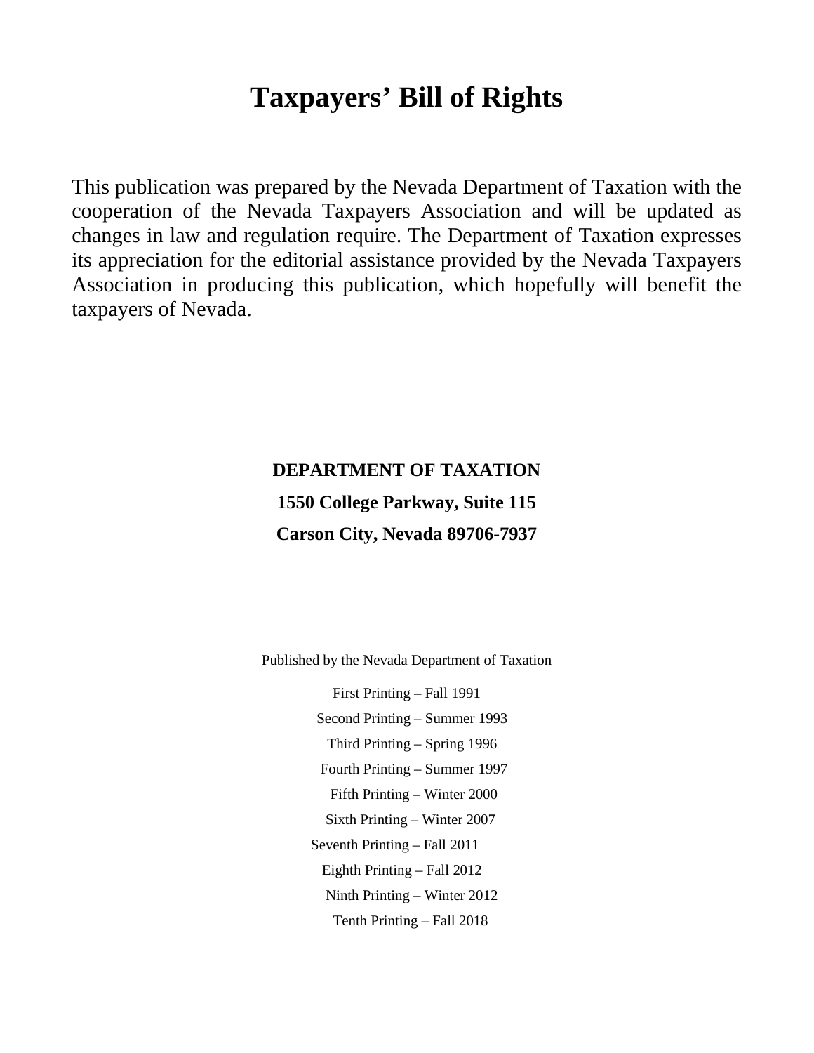# Taxpayers' Bill of Rights

This publication was prepared by the Nevada Department of Taxation with the cooperation of the Nevada Taxpayers Association and will be updated as changes in law and regulation require. The Department of Taxation expresses its appreciation for the editorial assistance provided by the Nevada Taxpayers Association in producing this publication, which hopefully will benefit the taxpayers of Nevada.

**DEPARTMENT OF TAXATION**

**1550 College Parkway, Suite 115**

**Carson City, Nevada 89706-7937**

Published by the Nevada Department of Taxation

First Printing – Fall 1991

Second Printing – Summer 1993

Third Printing – Spring 1996

Fourth Printing – Summer 1997

Fifth Printing – Winter 2000

Sixth Printing – Winter 2007

Seventh Printing – Fall 2011

Eighth Printing – Fall 2012

Ninth Printing – Winter 2012

Tenth Printing – Fall 2018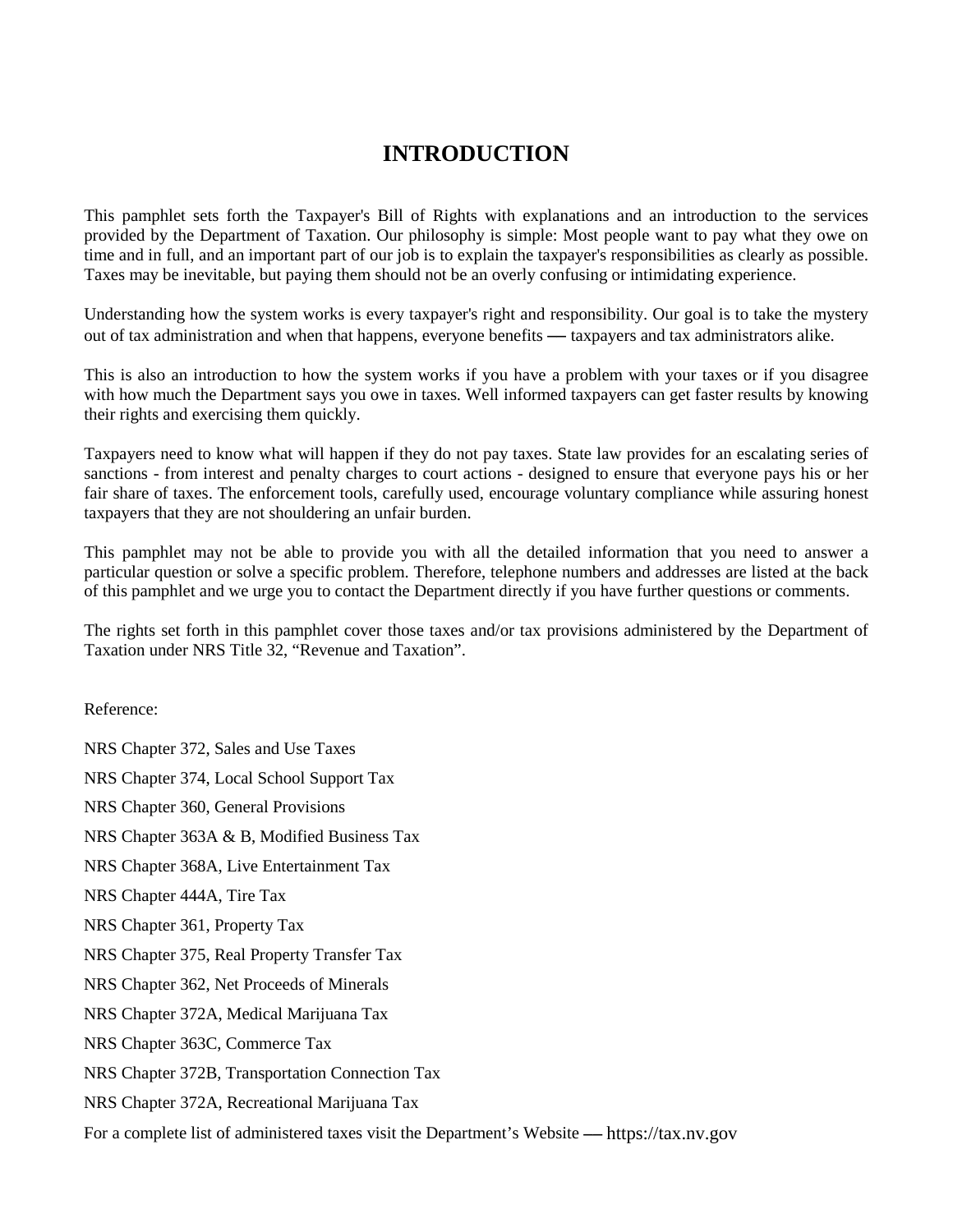# INTRODUCTION

This pamphlet sets forth the Taxpayer's Bill of Rights with explanations and an introduction to the services provided by the Department of Taxation. Our philosophy is simple: Most people want to pay what they owe on time and in full, and an important part of our job is to explain the taxpayer's responsibilities as clearly as possible. Taxes may be inevitable, but paying them should not be an overly confusing or intimidating experience.

Understanding how the system works is every taxpayer's right and responsibility. Our goal is to take the mystery out of tax administration and when that happens, everyone benefits — taxpayers and tax administrators alike.

This is also an introduction to how the system works if you have a problem with your taxes or if you disagree with how much the Department says you owe in taxes. Well informed taxpayers can get faster results by knowing their rights and exercising them quickly.

Taxpayers need to know what will happen if they do not pay taxes. State law provides for an escalating series of sanctions - from interest and penalty charges to court actions - designed to ensure that everyone pays his or her fair share of taxes. The enforcement tools, carefully used, encourage voluntary compliance while assuring honest taxpayers that they are not shouldering an unfair burden.

This pamphlet may not be able to provide you with all the detailed information that you need to answer a particular question or solve a specific problem. Therefore, telephone numbers and addresses are listed at the back of this pamphlet and we urge you to contact the Department directly if you have further questions or comments.

The rights set forth in this pamphlet cover those taxes and/or tax provisions administered by the Department of Taxation under NRS Title 32, "Revenue and Taxation".

Reference:

NRS Chapter 372, Sales and Use Taxes

NRS Chapter 374, Local School Support Tax

NRS Chapter 360, General Provisions

NRS Chapter 363A & B, Modified Business Tax

NRS Chapter 368A, Live Entertainment Tax

NRS Chapter 444A, Tire Tax

NRS Chapter 361, Property Tax

NRS Chapter 375, Real Property Transfer Tax

NRS Chapter 362, Net Proceeds of Minerals

NRS Chapter 372A, Medical Marijuana Tax

NRS Chapter 363C, Commerce Tax

NRS Chapter 372B, Transportation Connection Tax

NRS Chapter 372A, Recreational Marijuana Tax

For a complete list of administered taxes visit the Department's Website — https://tax.nv.gov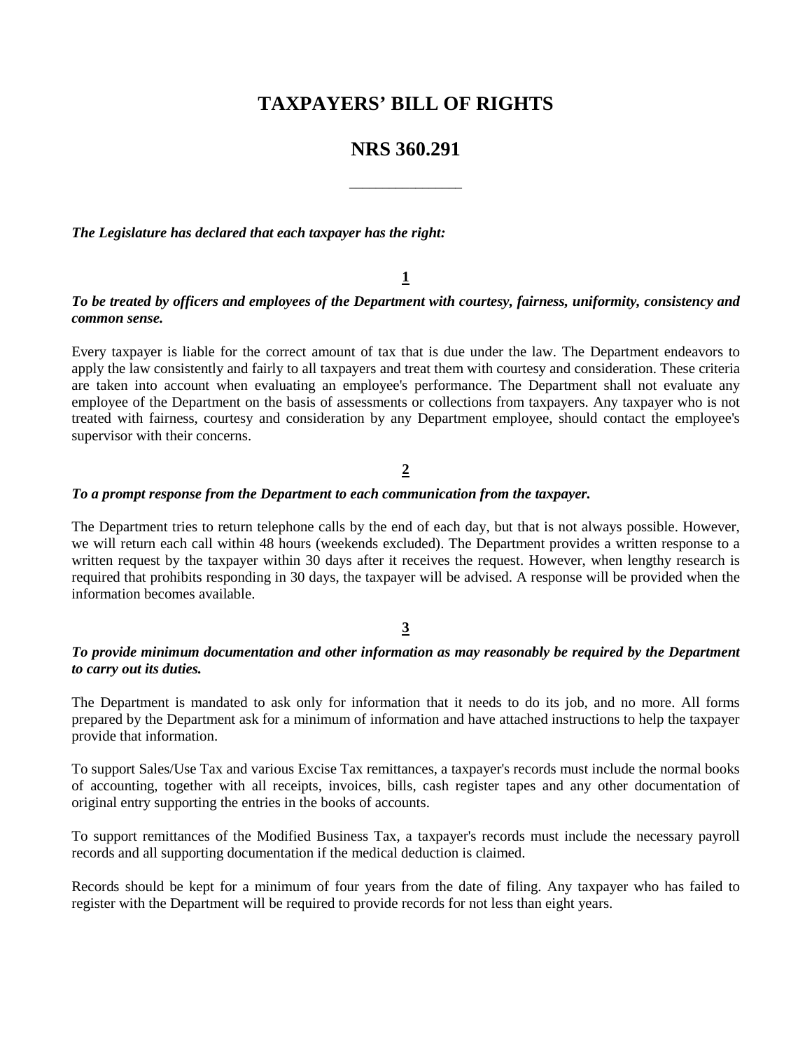# TAXPAYERS' BILL OF RIGHTS

# NRS 360.291

---

***The Legislature has declared that each taxpayer has the right:***

**1**

***To be treated by officers and employees of the Department with courtesy, fairness, uniformity, consistency and common sense.***

Every taxpayer is liable for the correct amount of tax that is due under the law. The Department endeavors to apply the law consistently and fairly to all taxpayers and treat them with courtesy and consideration. These criteria are taken into account when evaluating an employee's performance. The Department shall not evaluate any employee of the Department on the basis of assessments or collections from taxpayers. Any taxpayer who is not treated with fairness, courtesy and consideration by any Department employee, should contact the employee's supervisor with their concerns.

**2**

***To a prompt response from the Department to each communication from the taxpayer.***

The Department tries to return telephone calls by the end of each day, but that is not always possible. However, we will return each call within 48 hours (weekends excluded). The Department provides a written response to a written request by the taxpayer within 30 days after it receives the request. However, when lengthy research is required that prohibits responding in 30 days, the taxpayer will be advised. A response will be provided when the information becomes available.

**3**

***To provide minimum documentation and other information as may reasonably be required by the Department to carry out its duties.***

The Department is mandated to ask only for information that it needs to do its job, and no more. All forms prepared by the Department ask for a minimum of information and have attached instructions to help the taxpayer provide that information.

To support Sales/Use Tax and various Excise Tax remittances, a taxpayer's records must include the normal books of accounting, together with all receipts, invoices, bills, cash register tapes and any other documentation of original entry supporting the entries in the books of accounts.

To support remittances of the Modified Business Tax, a taxpayer's records must include the necessary payroll records and all supporting documentation if the medical deduction is claimed.

Records should be kept for a minimum of four years from the date of filing. Any taxpayer who has failed to register with the Department will be required to provide records for not less than eight years.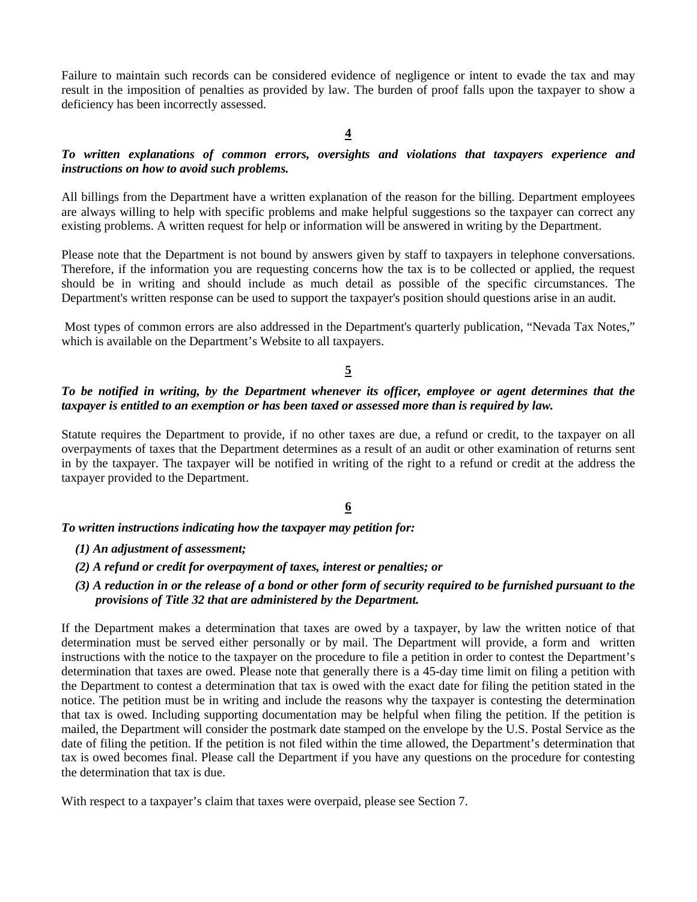Failure to maintain such records can be considered evidence of negligence or intent to evade the tax and may result in the imposition of penalties as provided by law. The burden of proof falls upon the taxpayer to show a deficiency has been incorrectly assessed.

## 4

***To written explanations of common errors, oversights and violations that taxpayers experience and instructions on how to avoid such problems.***

All billings from the Department have a written explanation of the reason for the billing. Department employees are always willing to help with specific problems and make helpful suggestions so the taxpayer can correct any existing problems. A written request for help or information will be answered in writing by the Department.

Please note that the Department is not bound by answers given by staff to taxpayers in telephone conversations. Therefore, if the information you are requesting concerns how the tax is to be collected or applied, the request should be in writing and should include as much detail as possible of the specific circumstances. The Department's written response can be used to support the taxpayer's position should questions arise in an audit.

Most types of common errors are also addressed in the Department's quarterly publication, "Nevada Tax Notes," which is available on the Department's Website to all taxpayers.

## 5

***To be notified in writing, by the Department whenever its officer, employee or agent determines that the taxpayer is entitled to an exemption or has been taxed or assessed more than is required by law.***

Statute requires the Department to provide, if no other taxes are due, a refund or credit, to the taxpayer on all overpayments of taxes that the Department determines as a result of an audit or other examination of returns sent in by the taxpayer. The taxpayer will be notified in writing of the right to a refund or credit at the address the taxpayer provided to the Department.

## 6

***To written instructions indicating how the taxpayer may petition for:***

- ***(1) An adjustment of assessment;***
- ***(2) A refund or credit for overpayment of taxes, interest or penalties; or***
- ***(3) A reduction in or the release of a bond or other form of security required to be furnished pursuant to the provisions of Title 32 that are administered by the Department.***

If the Department makes a determination that taxes are owed by a taxpayer, by law the written notice of that determination must be served either personally or by mail. The Department will provide, a form and written instructions with the notice to the taxpayer on the procedure to file a petition in order to contest the Department's determination that taxes are owed. Please note that generally there is a 45-day time limit on filing a petition with the Department to contest a determination that tax is owed with the exact date for filing the petition stated in the notice. The petition must be in writing and include the reasons why the taxpayer is contesting the determination that tax is owed. Including supporting documentation may be helpful when filing the petition. If the petition is mailed, the Department will consider the postmark date stamped on the envelope by the U.S. Postal Service as the date of filing the petition. If the petition is not filed within the time allowed, the Department's determination that tax is owed becomes final. Please call the Department if you have any questions on the procedure for contesting the determination that tax is due.

With respect to a taxpayer's claim that taxes were overpaid, please see Section 7.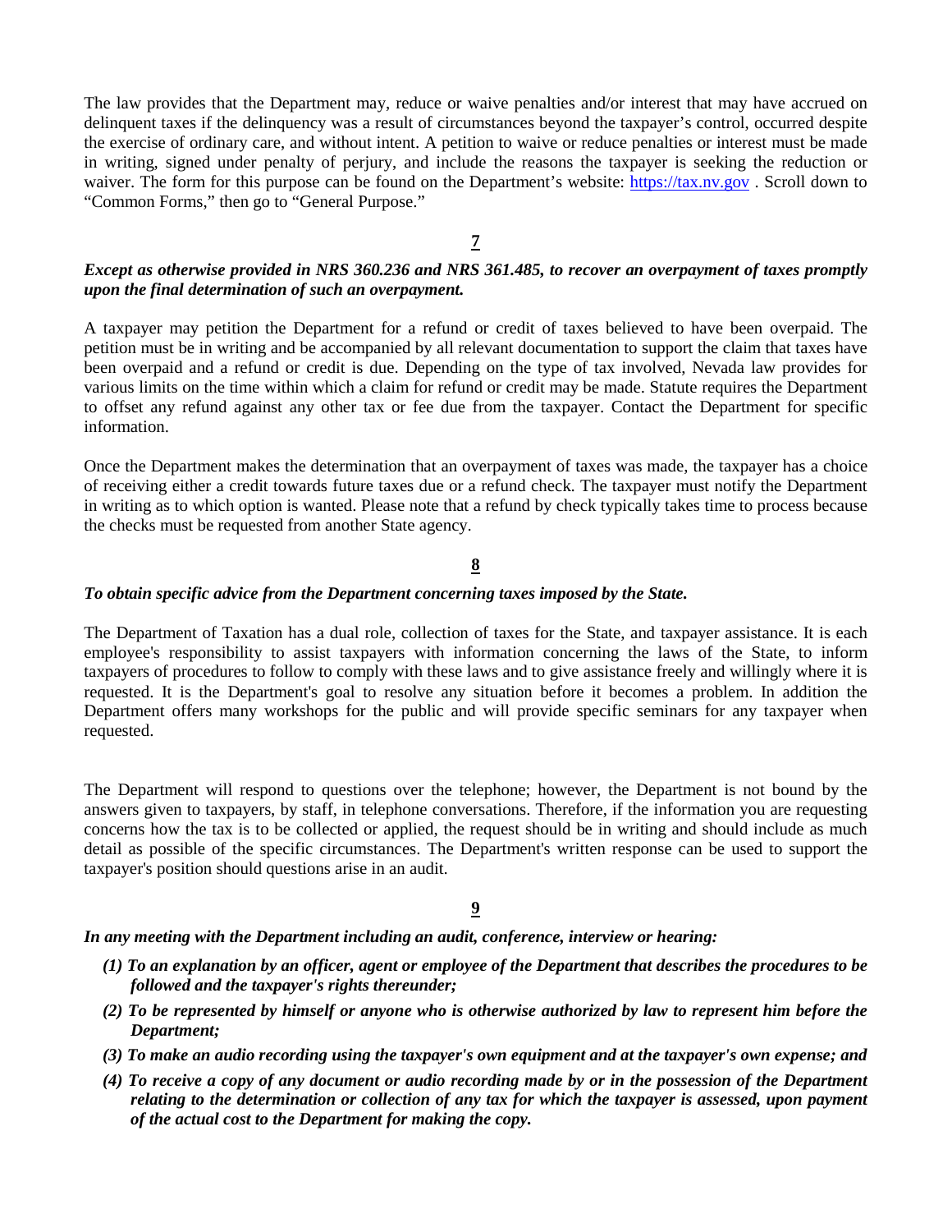The law provides that the Department may, reduce or waive penalties and/or interest that may have accrued on delinquent taxes if the delinquency was a result of circumstances beyond the taxpayer's control, occurred despite the exercise of ordinary care, and without intent. A petition to waive or reduce penalties or interest must be made in writing, signed under penalty of perjury, and include the reasons the taxpayer is seeking the reduction or waiver. The form for this purpose can be found on the Department's website: [https://tax.nv.gov](https://tax.nv.gov) . Scroll down to "Common Forms," then go to "General Purpose."

## 7

***Except as otherwise provided in NRS 360.236 and NRS 361.485, to recover an overpayment of taxes promptly upon the final determination of such an overpayment.***

A taxpayer may petition the Department for a refund or credit of taxes believed to have been overpaid. The petition must be in writing and be accompanied by all relevant documentation to support the claim that taxes have been overpaid and a refund or credit is due. Depending on the type of tax involved, Nevada law provides for various limits on the time within which a claim for refund or credit may be made. Statute requires the Department to offset any refund against any other tax or fee due from the taxpayer. Contact the Department for specific information.

Once the Department makes the determination that an overpayment of taxes was made, the taxpayer has a choice of receiving either a credit towards future taxes due or a refund check. The taxpayer must notify the Department in writing as to which option is wanted. Please note that a refund by check typically takes time to process because the checks must be requested from another State agency.

## 8

***To obtain specific advice from the Department concerning taxes imposed by the State.***

The Department of Taxation has a dual role, collection of taxes for the State, and taxpayer assistance. It is each employee's responsibility to assist taxpayers with information concerning the laws of the State, to inform taxpayers of procedures to follow to comply with these laws and to give assistance freely and willingly where it is requested. It is the Department's goal to resolve any situation before it becomes a problem. In addition the Department offers many workshops for the public and will provide specific seminars for any taxpayer when requested.

The Department will respond to questions over the telephone; however, the Department is not bound by the answers given to taxpayers, by staff, in telephone conversations. Therefore, if the information you are requesting concerns how the tax is to be collected or applied, the request should be in writing and should include as much detail as possible of the specific circumstances. The Department's written response can be used to support the taxpayer's position should questions arise in an audit.

## 9

***In any meeting with the Department including an audit, conference, interview or hearing:***

- ***(1) To an explanation by an officer, agent or employee of the Department that describes the procedures to be followed and the taxpayer's rights thereunder;***
- ***(2) To be represented by himself or anyone who is otherwise authorized by law to represent him before the Department;***
- ***(3) To make an audio recording using the taxpayer's own equipment and at the taxpayer's own expense; and***
- ***(4) To receive a copy of any document or audio recording made by or in the possession of the Department relating to the determination or collection of any tax for which the taxpayer is assessed, upon payment of the actual cost to the Department for making the copy.***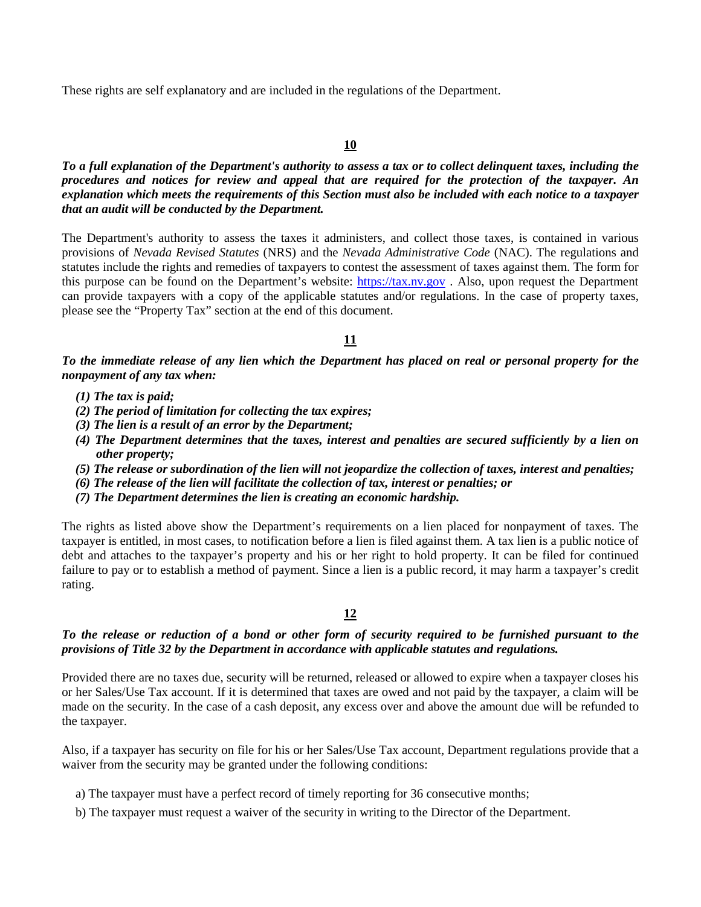These rights are self explanatory and are included in the regulations of the Department.

**10**

***To a full explanation of the Department's authority to assess a tax or to collect delinquent taxes, including the procedures and notices for review and appeal that are required for the protection of the taxpayer. An explanation which meets the requirements of this Section must also be included with each notice to a taxpayer that an audit will be conducted by the Department.***

The Department's authority to assess the taxes it administers, and collect those taxes, is contained in various provisions of *Nevada Revised Statutes* (NRS) and the *Nevada Administrative Code* (NAC). The regulations and statutes include the rights and remedies of taxpayers to contest the assessment of taxes against them. The form for this purpose can be found on the Department's website: [https://tax.nv.gov](https://tax.nv.gov) . Also, upon request the Department can provide taxpayers with a copy of the applicable statutes and/or regulations. In the case of property taxes, please see the "Property Tax" section at the end of this document.

**11**

***To the immediate release of any lien which the Department has placed on real or personal property for the nonpayment of any tax when:***

- ***(1) The tax is paid;***
- ***(2) The period of limitation for collecting the tax expires;***
- ***(3) The lien is a result of an error by the Department;***
- ***(4) The Department determines that the taxes, interest and penalties are secured sufficiently by a lien on other property;***
- ***(5) The release or subordination of the lien will not jeopardize the collection of taxes, interest and penalties;***
- ***(6) The release of the lien will facilitate the collection of tax, interest or penalties; or***
- ***(7) The Department determines the lien is creating an economic hardship.***

The rights as listed above show the Department's requirements on a lien placed for nonpayment of taxes. The taxpayer is entitled, in most cases, to notification before a lien is filed against them. A tax lien is a public notice of debt and attaches to the taxpayer's property and his or her right to hold property. It can be filed for continued failure to pay or to establish a method of payment. Since a lien is a public record, it may harm a taxpayer's credit rating.

**12**

***To the release or reduction of a bond or other form of security required to be furnished pursuant to the provisions of Title 32 by the Department in accordance with applicable statutes and regulations.***

Provided there are no taxes due, security will be returned, released or allowed to expire when a taxpayer closes his or her Sales/Use Tax account. If it is determined that taxes are owed and not paid by the taxpayer, a claim will be made on the security. In the case of a cash deposit, any excess over and above the amount due will be refunded to the taxpayer.

Also, if a taxpayer has security on file for his or her Sales/Use Tax account, Department regulations provide that a waiver from the security may be granted under the following conditions:

a) The taxpayer must have a perfect record of timely reporting for 36 consecutive months;

b) The taxpayer must request a waiver of the security in writing to the Director of the Department.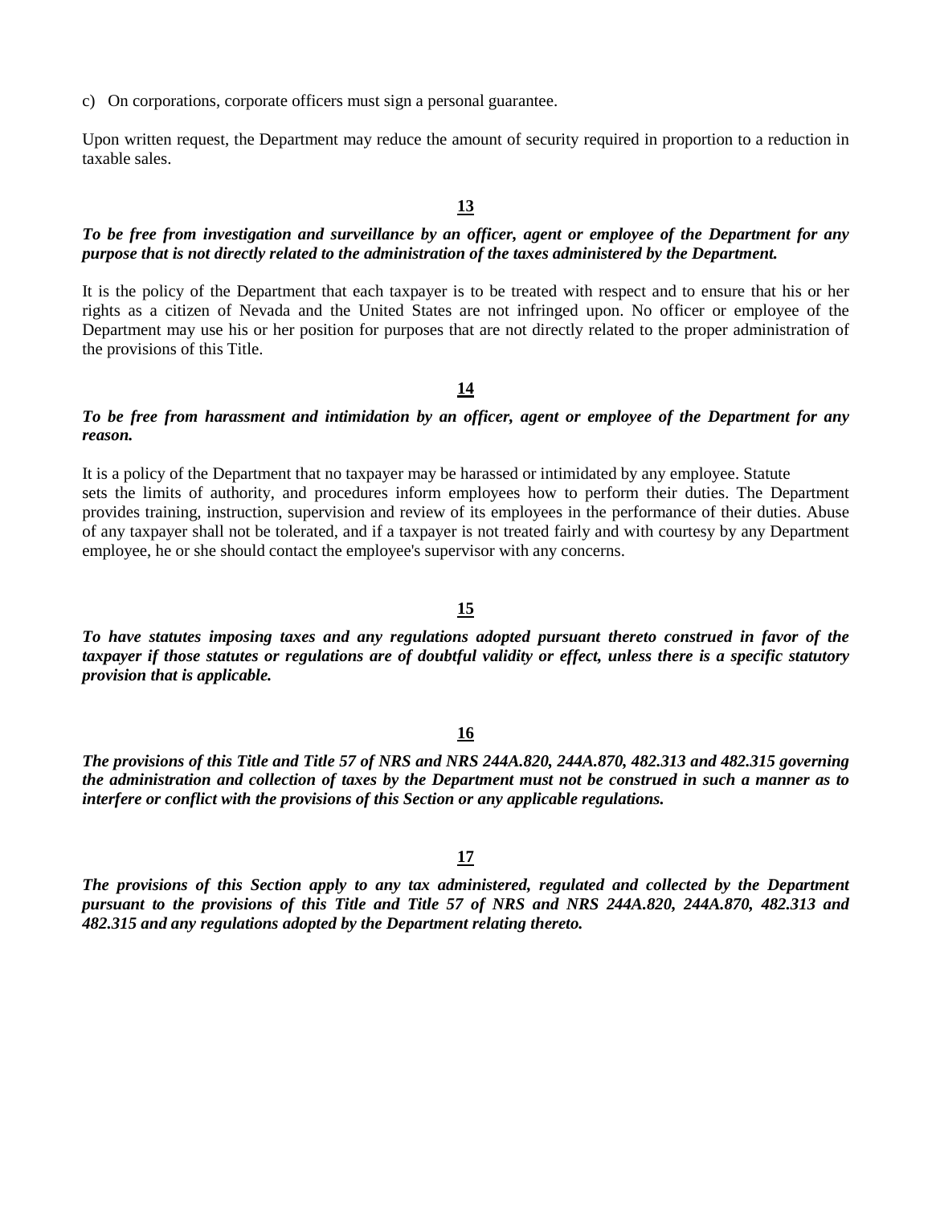c) On corporations, corporate officers must sign a personal guarantee.

Upon written request, the Department may reduce the amount of security required in proportion to a reduction in taxable sales.

**13**

***To be free from investigation and surveillance by an officer, agent or employee of the Department for any purpose that is not directly related to the administration of the taxes administered by the Department.***

It is the policy of the Department that each taxpayer is to be treated with respect and to ensure that his or her rights as a citizen of Nevada and the United States are not infringed upon. No officer or employee of the Department may use his or her position for purposes that are not directly related to the proper administration of the provisions of this Title.

**14**

***To be free from harassment and intimidation by an officer, agent or employee of the Department for any reason.***

It is a policy of the Department that no taxpayer may be harassed or intimidated by any employee. Statute sets the limits of authority, and procedures inform employees how to perform their duties. The Department provides training, instruction, supervision and review of its employees in the performance of their duties. Abuse of any taxpayer shall not be tolerated, and if a taxpayer is not treated fairly and with courtesy by any Department employee, he or she should contact the employee's supervisor with any concerns.

**15**

***To have statutes imposing taxes and any regulations adopted pursuant thereto construed in favor of the taxpayer if those statutes or regulations are of doubtful validity or effect, unless there is a specific statutory provision that is applicable.***

**16**

***The provisions of this Title and Title 57 of NRS and NRS 244A.820, 244A.870, 482.313 and 482.315 governing the administration and collection of taxes by the Department must not be construed in such a manner as to interfere or conflict with the provisions of this Section or any applicable regulations.***

**17**

***The provisions of this Section apply to any tax administered, regulated and collected by the Department pursuant to the provisions of this Title and Title 57 of NRS and NRS 244A.820, 244A.870, 482.313 and 482.315 and any regulations adopted by the Department relating thereto.***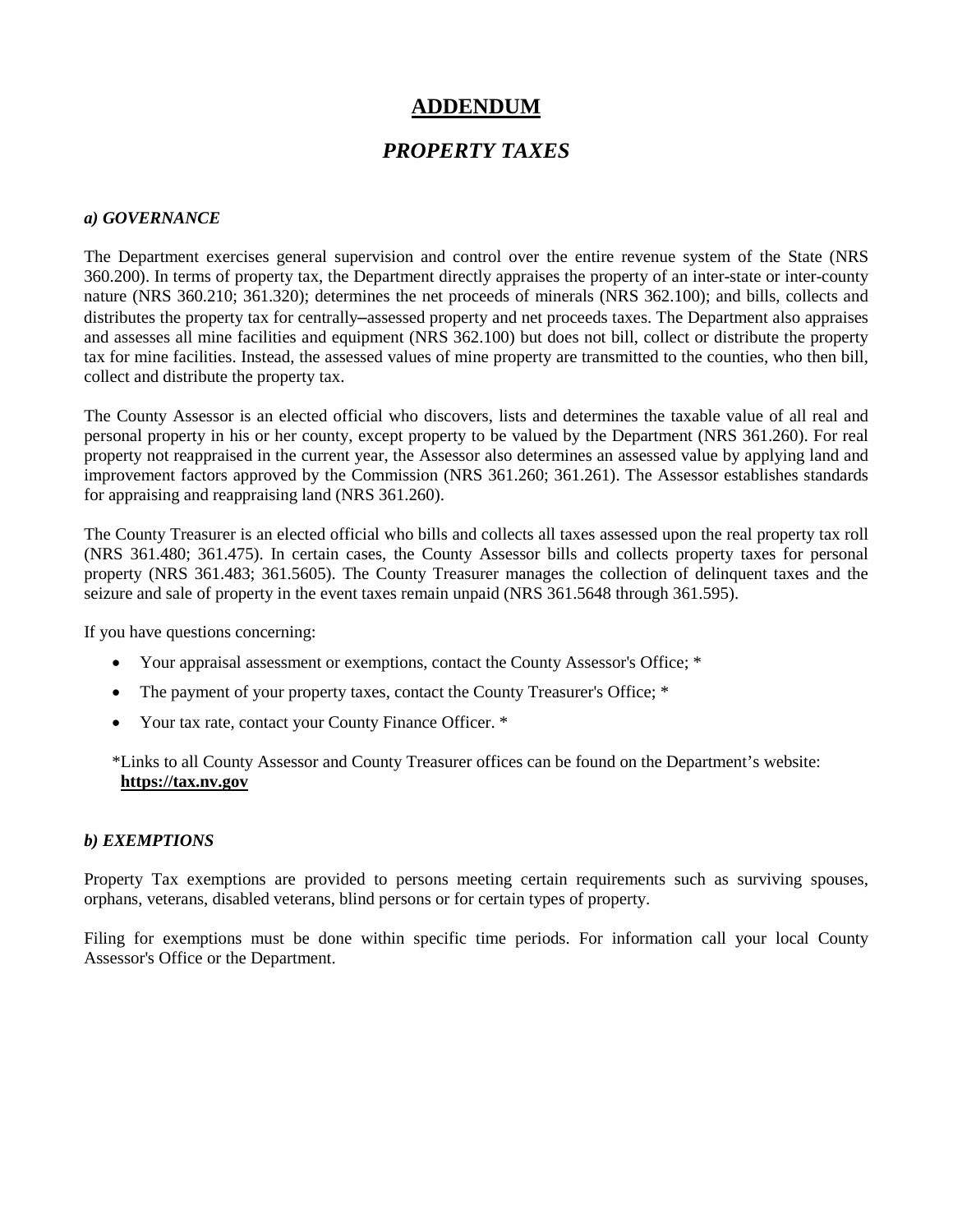# **ADDENDUM**

## *PROPERTY TAXES*

### *a) GOVERNANCE*

The Department exercises general supervision and control over the entire revenue system of the State (NRS 360.200). In terms of property tax, the Department directly appraises the property of an inter-state or inter-county nature (NRS 360.210; 361.320); determines the net proceeds of minerals (NRS 362.100); and bills, collects and distributes the property tax for centrally–assessed property and net proceeds taxes. The Department also appraises and assesses all mine facilities and equipment (NRS 362.100) but does not bill, collect or distribute the property tax for mine facilities. Instead, the assessed values of mine property are transmitted to the counties, who then bill, collect and distribute the property tax.

The County Assessor is an elected official who discovers, lists and determines the taxable value of all real and personal property in his or her county, except property to be valued by the Department (NRS 361.260). For real property not reappraised in the current year, the Assessor also determines an assessed value by applying land and improvement factors approved by the Commission (NRS 361.260; 361.261). The Assessor establishes standards for appraising and reappraising land (NRS 361.260).

The County Treasurer is an elected official who bills and collects all taxes assessed upon the real property tax roll (NRS 361.480; 361.475). In certain cases, the County Assessor bills and collects property taxes for personal property (NRS 361.483; 361.5605). The County Treasurer manages the collection of delinquent taxes and the seizure and sale of property in the event taxes remain unpaid (NRS 361.5648 through 361.595).

If you have questions concerning:

- Your appraisal assessment or exemptions, contact the County Assessor's Office; *
- The payment of your property taxes, contact the County Treasurer's Office; *
- Your tax rate, contact your County Finance Officer. *

*Links to all County Assessor and County Treasurer offices can be found on the Department's website: **https://tax.nv.gov**

### *b) EXEMPTIONS*

Property Tax exemptions are provided to persons meeting certain requirements such as surviving spouses, orphans, veterans, disabled veterans, blind persons or for certain types of property.

Filing for exemptions must be done within specific time periods. For information call your local County Assessor's Office or the Department.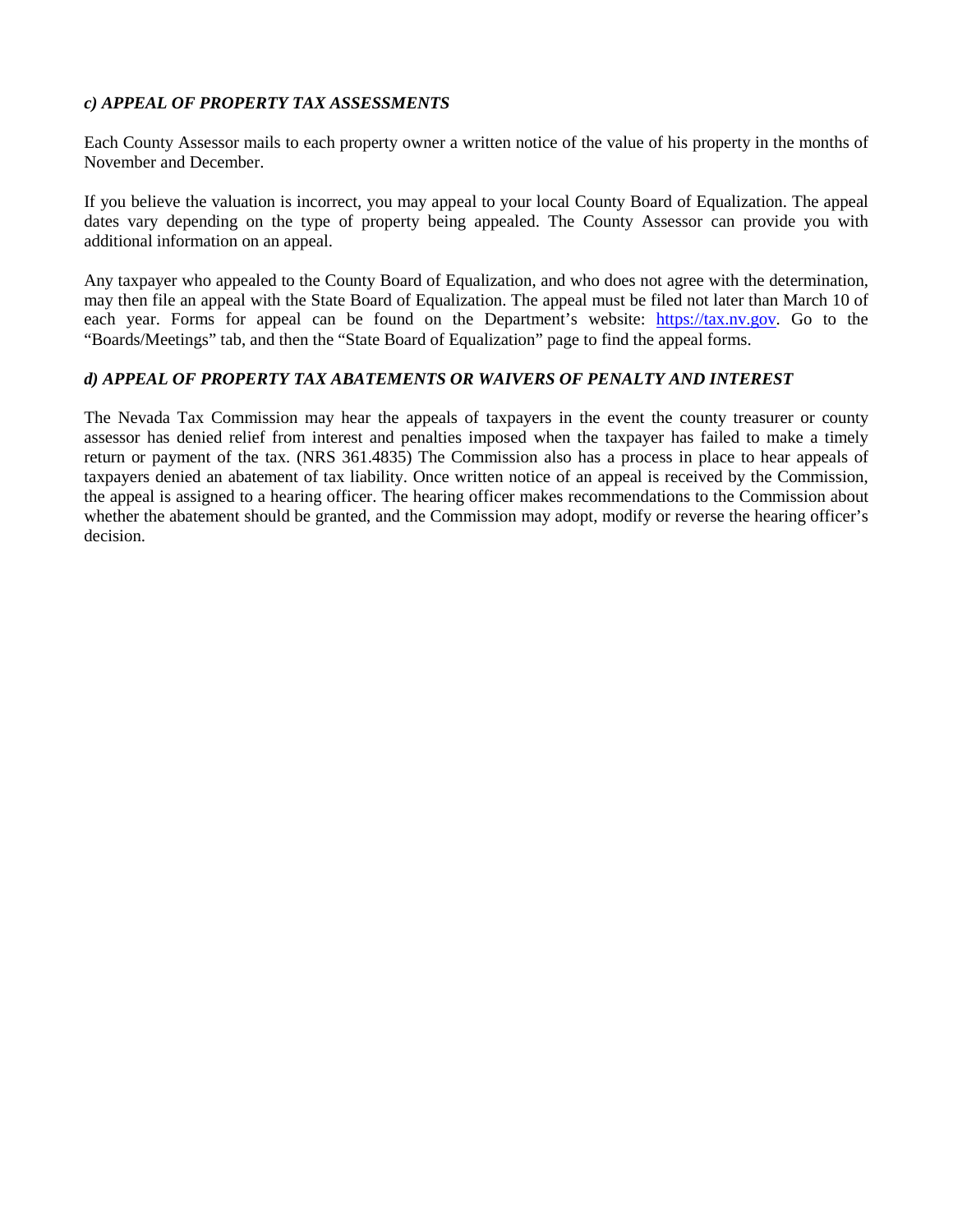### *c) APPEAL OF PROPERTY TAX ASSESSMENTS*

Each County Assessor mails to each property owner a written notice of the value of his property in the months of November and December.

If you believe the valuation is incorrect, you may appeal to your local County Board of Equalization. The appeal dates vary depending on the type of property being appealed. The County Assessor can provide you with additional information on an appeal.

Any taxpayer who appealed to the County Board of Equalization, and who does not agree with the determination, may then file an appeal with the State Board of Equalization. The appeal must be filed not later than March 10 of each year. Forms for appeal can be found on the Department's website: [https://tax.nv.gov](https://tax.nv.gov). Go to the "Boards/Meetings" tab, and then the "State Board of Equalization" page to find the appeal forms.

### *d) APPEAL OF PROPERTY TAX ABATEMENTS OR WAIVERS OF PENALTY AND INTEREST*

The Nevada Tax Commission may hear the appeals of taxpayers in the event the county treasurer or county assessor has denied relief from interest and penalties imposed when the taxpayer has failed to make a timely return or payment of the tax. (NRS 361.4835) The Commission also has a process in place to hear appeals of taxpayers denied an abatement of tax liability. Once written notice of an appeal is received by the Commission, the appeal is assigned to a hearing officer. The hearing officer makes recommendations to the Commission about whether the abatement should be granted, and the Commission may adopt, modify or reverse the hearing officer's decision.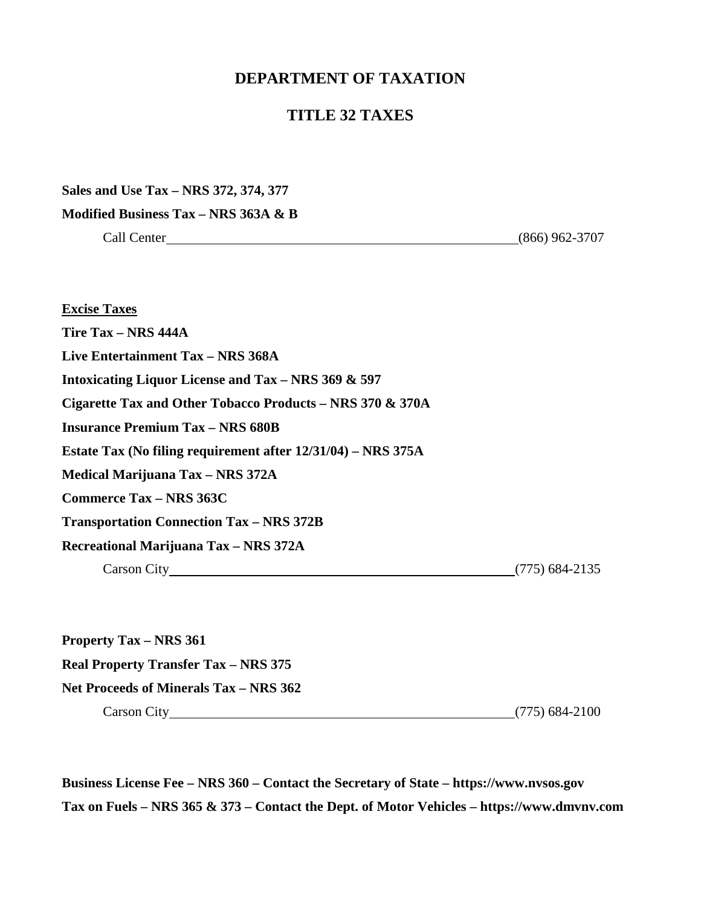# DEPARTMENT OF TAXATION

## TITLE 32 TAXES

**Sales and Use Tax – NRS 372, 374, 377**

**Modified Business Tax – NRS 363A & B**

Call Center (866) 962-3707

**<u>Excise Taxes</u>**

**Tire Tax – NRS 444A**

**Live Entertainment Tax – NRS 368A**

**Intoxicating Liquor License and Tax – NRS 369 & 597**

**Cigarette Tax and Other Tobacco Products – NRS 370 & 370A**

**Insurance Premium Tax – NRS 680B**

**Estate Tax (No filing requirement after 12/31/04) – NRS 375A**

**Medical Marijuana Tax – NRS 372A**

**Commerce Tax – NRS 363C**

**Transportation Connection Tax – NRS 372B**

**Recreational Marijuana Tax – NRS 372A**

Carson City (775) 684-2135

**Property Tax – NRS 361**

**Real Property Transfer Tax – NRS 375**

**Net Proceeds of Minerals Tax – NRS 362**

Carson City (775) 684-2100

**Business License Fee – NRS 360 – Contact the Secretary of State – https://www.nvsos.gov**

**Tax on Fuels – NRS 365 & 373 – Contact the Dept. of Motor Vehicles – https://www.dmvnv.com**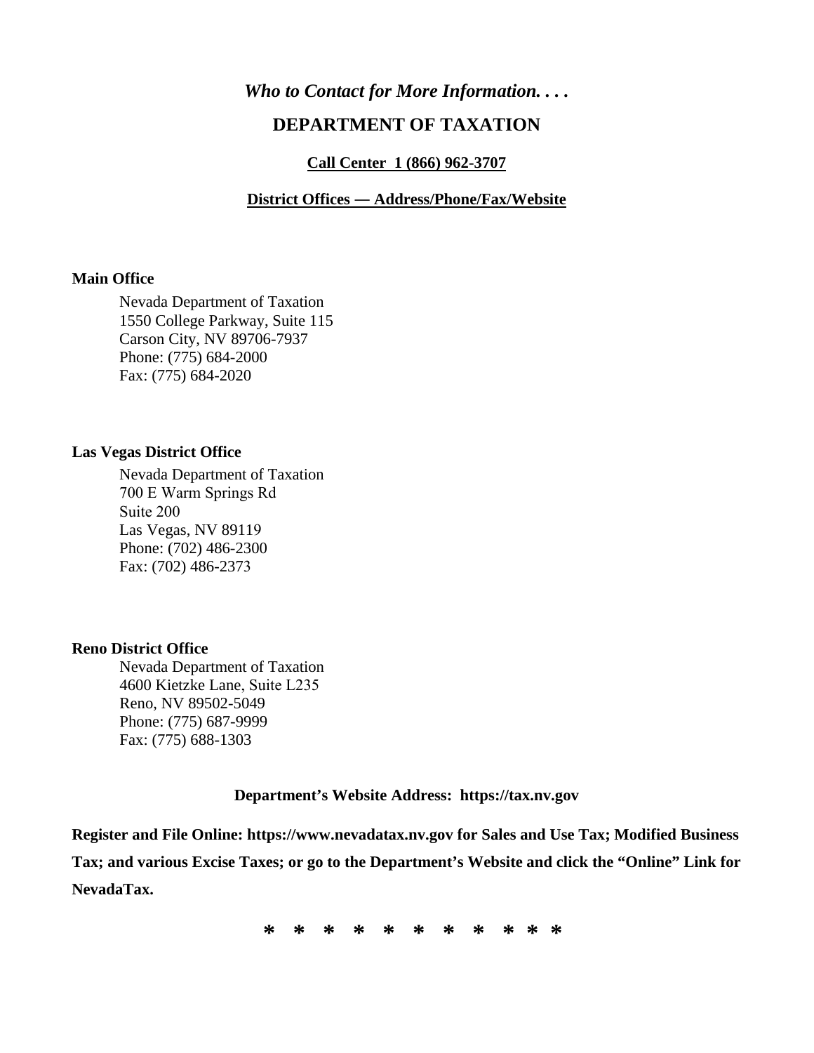*Who to Contact for More Information. . . .*

## DEPARTMENT OF TAXATION

**Call Center 1 (866) 962-3707**

**District Offices — Address/Phone/Fax/Website**

**Main Office**

Nevada Department of Taxation
1550 College Parkway, Suite 115
Carson City, NV 89706-7937
Phone: (775) 684-2000
Fax: (775) 684-2020

**Las Vegas District Office**

Nevada Department of Taxation
700 E Warm Springs Rd
Suite 200
Las Vegas, NV 89119
Phone: (702) 486-2300
Fax: (702) 486-2373

**Reno District Office**

Nevada Department of Taxation
4600 Kietzke Lane, Suite L235
Reno, NV 89502-5049
Phone: (775) 687-9999
Fax: (775) 688-1303

**Department's Website Address: https://tax.nv.gov**

**Register and File Online: https://www.nevadatax.nv.gov for Sales and Use Tax; Modified Business Tax; and various Excise Taxes; or go to the Department's Website and click the "Online" Link for NevadaTax.**

\* \* \* \* \* \* \* \* \* \* \*